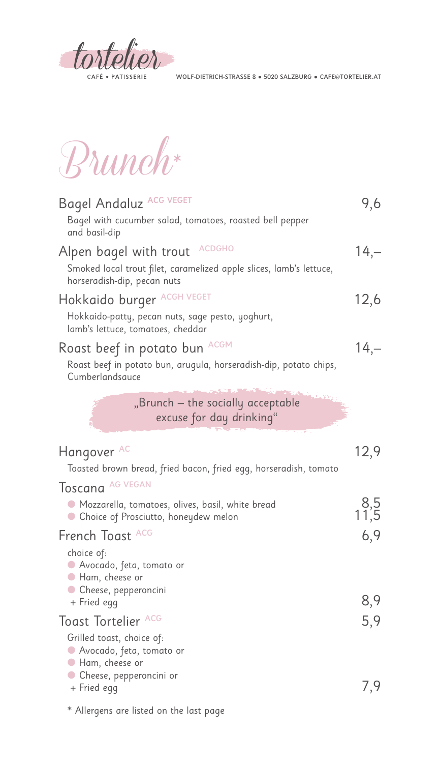tortelier

CAFÉ • PATISSERIE

WOLF-DIETRICH-STRASSE 8 • 5020 SALZBURG • CAFE@TORTELIER.AT

# Brunch*

### Bagel Andaluz ACG VEGET — 9,6

Bagel with cucumber salad, tomatoes, roasted bell pepper and basil-dip

### Alpen bagel with trout ACDGHO — 14,–

Smoked local trout filet, caramelized apple slices, lamb's lettuce, horseradish-dip, pecan nuts

### Hokkaido burger ACGH VEGET — 12,6

Hokkaido-patty, pecan nuts, sage pesto, yoghurt, lamb's lettuce, tomatoes, cheddar

### Roast beef in potato bun ACGM — 14,–

Roast beef in potato bun, arugula, horseradish-dip, potato chips, Cumberlandsauce

„Brunch – the socially acceptable excuse for day drinking"

### Hangover AC — 12,9

Toasted brown bread, fried bacon, fried egg, horseradish, tomato

### Toscana AG VEGAN

- Mozzarella, tomatoes, olives, basil, white bread — 8,5
- Choice of Prosciutto, honeydew melon — 11,5

### French Toast ACG — 6,9

choice of:

- Avocado, feta, tomato or
- Ham, cheese or
- Cheese, pepperoncini

+ Fried egg — 8,9

### Toast Tortelier ACG — 5,9

Grilled toast, choice of:

- Avocado, feta, tomato or
- Ham, cheese or
- Cheese, pepperoncini or

+ Fried egg — 7,9

* Allergens are listed on the last page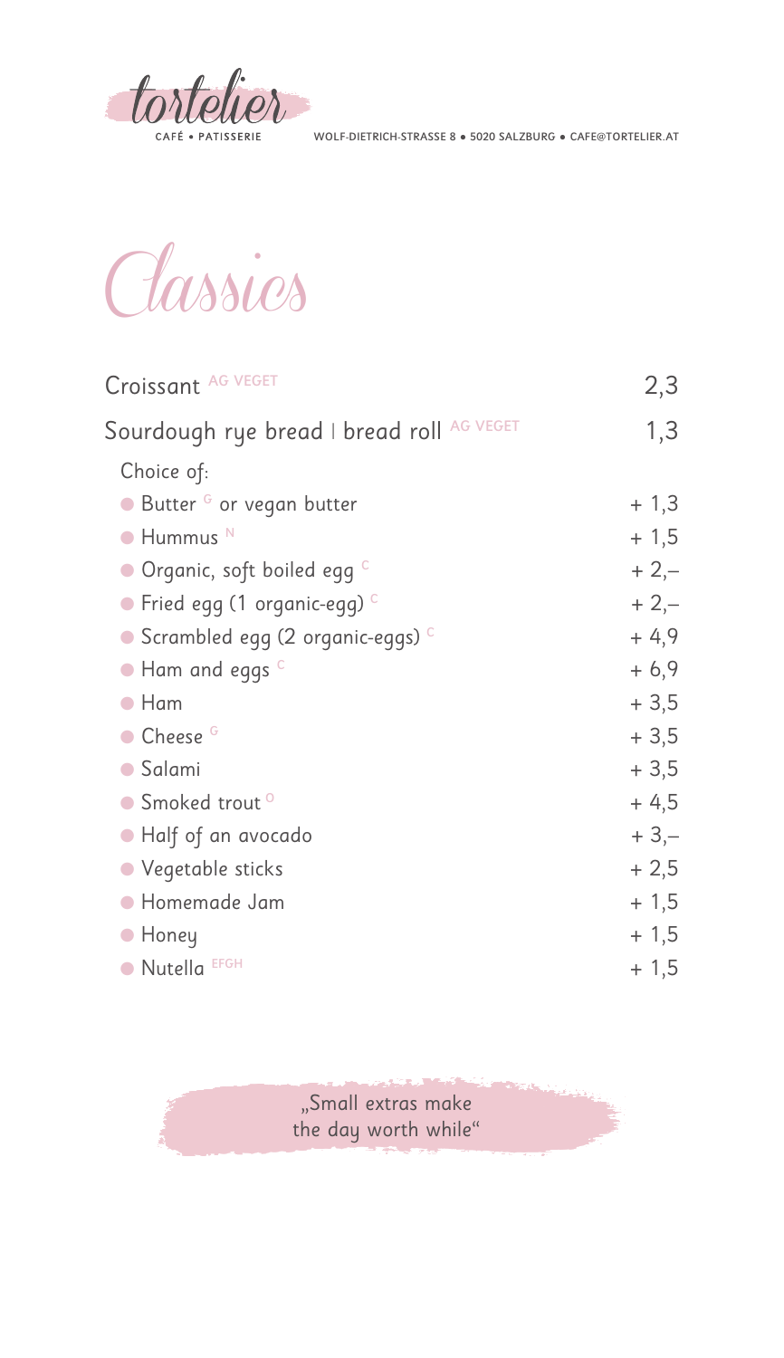tortelier

CAFÉ • PATISSERIE

WOLF-DIETRICH-STRASSE 8 • 5020 SALZBURG • CAFE@TORTELIER.AT

# Classics

| | |
|---|---|
| Croissant AG VEGET | 2,3 |
| Sourdough rye bread \| bread roll AG VEGET | 1,3 |
| Choice of: | |
| • Butter G or vegan butter | + 1,3 |
| • Hummus N | + 1,5 |
| • Organic, soft boiled egg C | + 2,– |
| • Fried egg (1 organic-egg) C | + 2,– |
| • Scrambled egg (2 organic-eggs) C | + 4,9 |
| • Ham and eggs C | + 6,9 |
| • Ham | + 3,5 |
| • Cheese G | + 3,5 |
| • Salami | + 3,5 |
| • Smoked trout O | + 4,5 |
| • Half of an avocado | + 3,– |
| • Vegetable sticks | + 2,5 |
| • Homemade Jam | + 1,5 |
| • Honey | + 1,5 |
| • Nutella EFGH | + 1,5 |

„Small extras make the day worth while"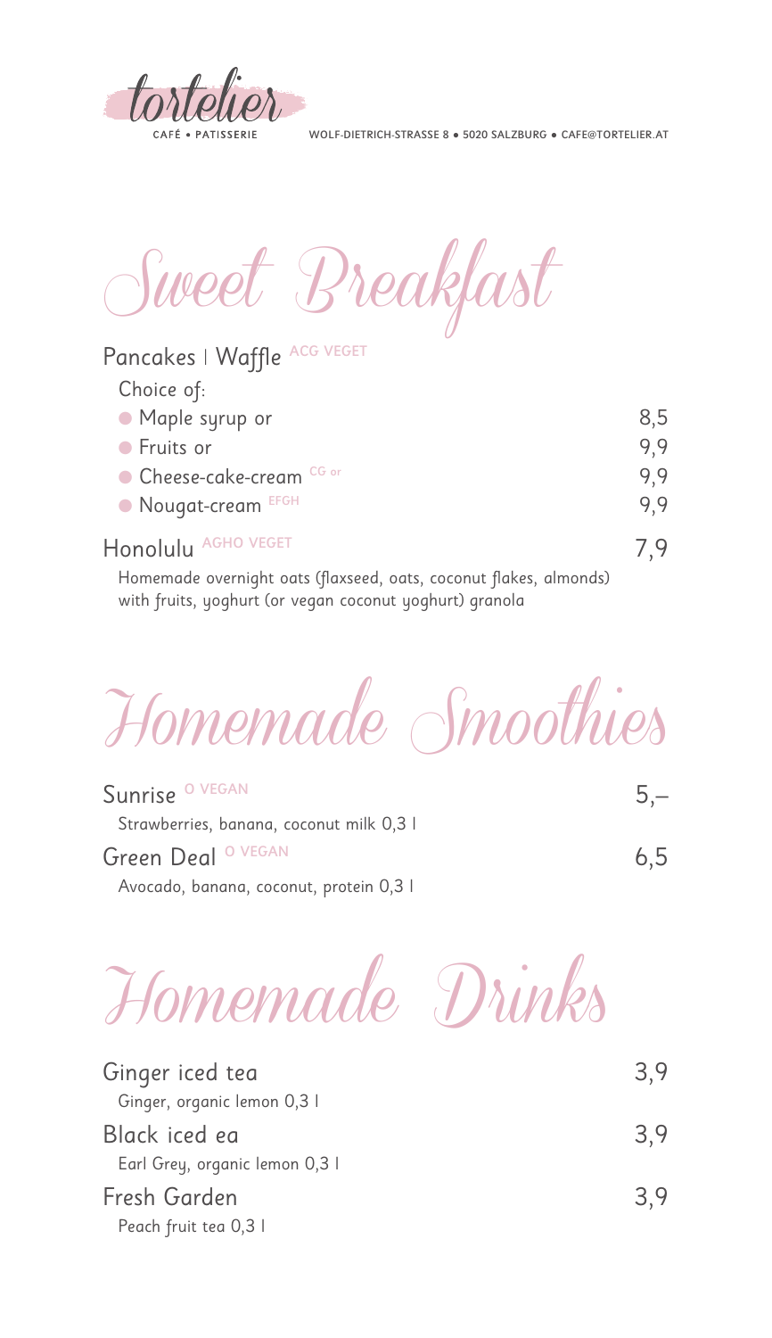tortelier

CAFÉ • PATISSERIE

WOLF-DIETRICH-STRASSE 8 • 5020 SALZBURG • CAFE@TORTELIER.AT

# Sweet Breakfast

**Pancakes | Waffle** ACG VEGET

Choice of:

- Maple syrup or — 8,5
- Fruits or — 9,9
- Cheese-cake-cream CG or — 9,9
- Nougat-cream EFGH — 9,9

**Honolulu** AGHO VEGET — 7,9

Homemade overnight oats (flaxseed, oats, coconut flakes, almonds) with fruits, yoghurt (or vegan coconut yoghurt) granola

# Homemade Smoothies

**Sunrise** O VEGAN — 5,–

Strawberries, banana, coconut milk 0,3 l

**Green Deal** O VEGAN — 6,5

Avocado, banana, coconut, protein 0,3 l

# Homemade Drinks

**Ginger iced tea** — 3,9

Ginger, organic lemon 0,3 l

**Black iced ea** — 3,9

Earl Grey, organic lemon 0,3 l

**Fresh Garden** — 3,9

Peach fruit tea 0,3 l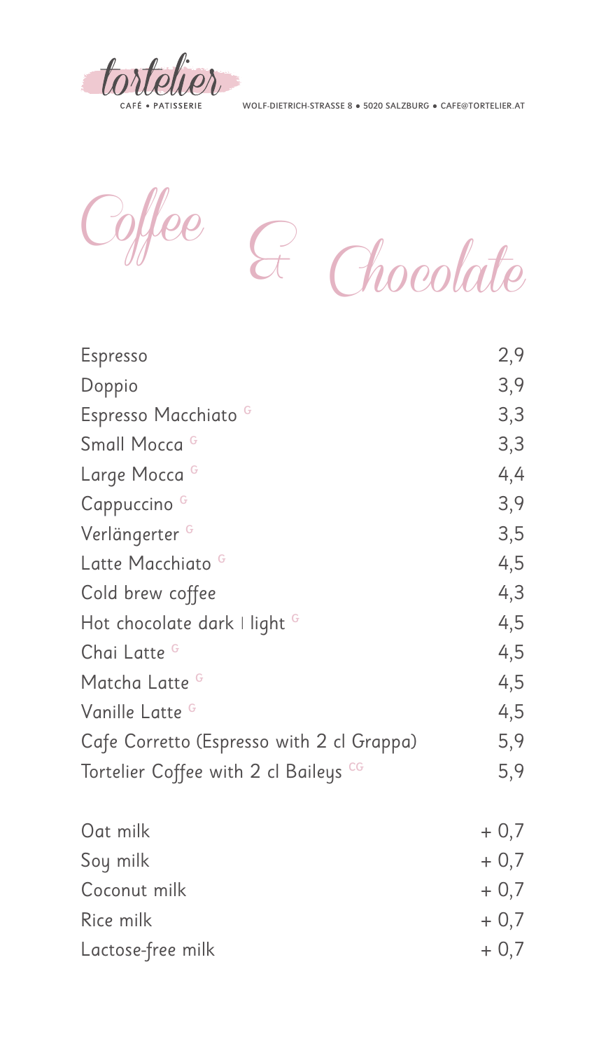tortelier

CAFÉ • PATISSERIE

WOLF-DIETRICH-STRASSE 8 • 5020 SALZBURG • CAFE@TORTELIER.AT

# Coffee & Chocolate

| Item | Price |
|---|---|
| Espresso | 2,9 |
| Doppio | 3,9 |
| Espresso Macchiato [G] | 3,3 |
| Small Mocca [G] | 3,3 |
| Large Mocca [G] | 4,4 |
| Cappuccino [G] | 3,9 |
| Verlängerter [G] | 3,5 |
| Latte Macchiato [G] | 4,5 |
| Cold brew coffee | 4,3 |
| Hot chocolate dark I light [G] | 4,5 |
| Chai Latte [G] | 4,5 |
| Matcha Latte [G] | 4,5 |
| Vanille Latte [G] | 4,5 |
| Cafe Corretto (Espresso with 2 cl Grappa) | 5,9 |
| Tortelier Coffee with 2 cl Baileys [CG] | 5,9 |

| Item | Price |
|---|---|
| Oat milk | + 0,7 |
| Soy milk | + 0,7 |
| Coconut milk | + 0,7 |
| Rice milk | + 0,7 |
| Lactose-free milk | + 0,7 |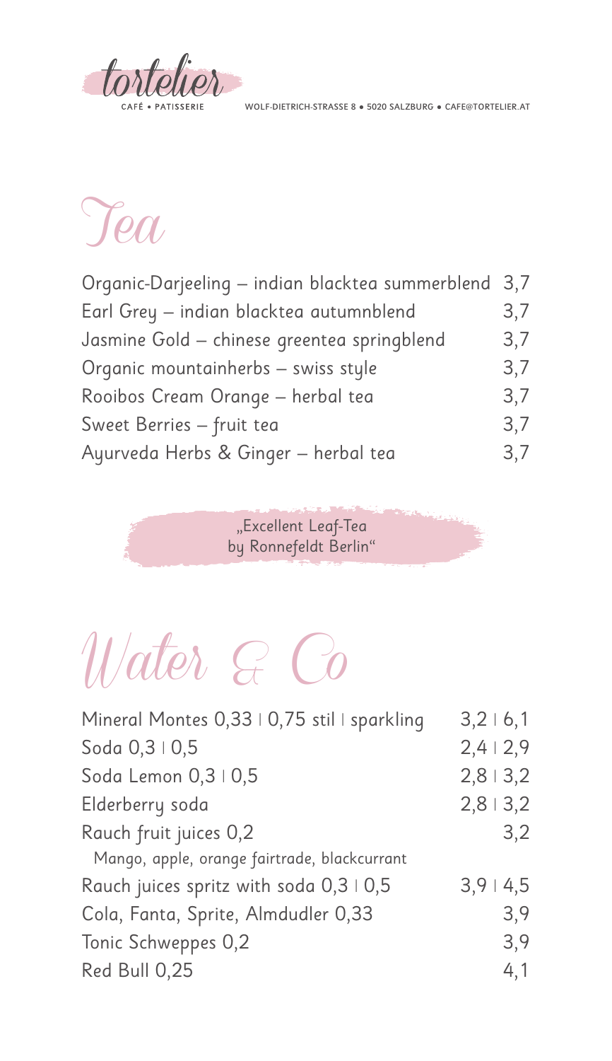tortelier

CAFÉ • PATISSERIE

WOLF-DIETRICH-STRASSE 8 • 5020 SALZBURG • CAFE@TORTELIER.AT

# Tea

| | |
|---|---|
| Organic-Darjeeling – indian blacktea summerblend | 3,7 |
| Earl Grey – indian blacktea autumnblend | 3,7 |
| Jasmine Gold – chinese greentea springblend | 3,7 |
| Organic mountainherbs – swiss style | 3,7 |
| Rooibos Cream Orange – herbal tea | 3,7 |
| Sweet Berries – fruit tea | 3,7 |
| Ayurveda Herbs & Ginger – herbal tea | 3,7 |

„Excellent Leaf-Tea by Ronnefeldt Berlin"

# Water & Co

| | |
|---|---|
| Mineral Montes 0,33 \| 0,75 stil \| sparkling | 3,2 \| 6,1 |
| Soda 0,3 \| 0,5 | 2,4 \| 2,9 |
| Soda Lemon 0,3 \| 0,5 | 2,8 \| 3,2 |
| Elderberry soda | 2,8 \| 3,2 |
| Rauch fruit juices 0,2<br>Mango, apple, orange fairtrade, blackcurrant | 3,2 |
| Rauch juices spritz with soda 0,3 \| 0,5 | 3,9 \| 4,5 |
| Cola, Fanta, Sprite, Almdudler 0,33 | 3,9 |
| Tonic Schweppes 0,2 | 3,9 |
| Red Bull 0,25 | 4,1 |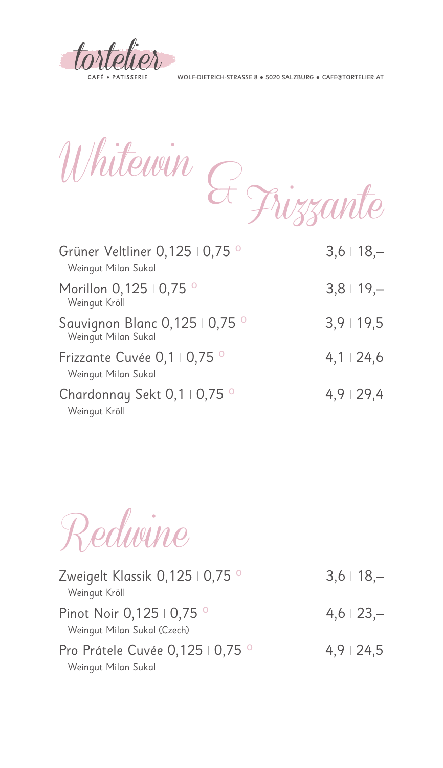tortelier
CAFÉ • PATISSERIE

WOLF-DIETRICH-STRASSE 8 • 5020 SALZBURG • CAFE@TORTELIER.AT

# Whitewin & Frizzante

| | |
|---|---|
| Grüner Veltliner 0,125 ǀ 0,75 ° <br> Weingut Milan Sukal | 3,6 ǀ 18,– |
| Morillon 0,125 ǀ 0,75 ° <br> Weingut Kröll | 3,8 ǀ 19,– |
| Sauvignon Blanc 0,125 ǀ 0,75 ° <br> Weingut Milan Sukal | 3,9 ǀ 19,5 |
| Frizzante Cuvée 0,1 ǀ 0,75 ° <br> Weingut Milan Sukal | 4,1 ǀ 24,6 |
| Chardonnay Sekt 0,1 ǀ 0,75 ° <br> Weingut Kröll | 4,9 ǀ 29,4 |

# Redwine

| | |
|---|---|
| Zweigelt Klassik 0,125 ǀ 0,75 ° <br> Weingut Kröll | 3,6 ǀ 18,– |
| Pinot Noir 0,125 ǀ 0,75 ° <br> Weingut Milan Sukal (Czech) | 4,6 ǀ 23,– |
| Pro Prátele Cuvée 0,125 ǀ 0,75 ° <br> Weingut Milan Sukal | 4,9 ǀ 24,5 |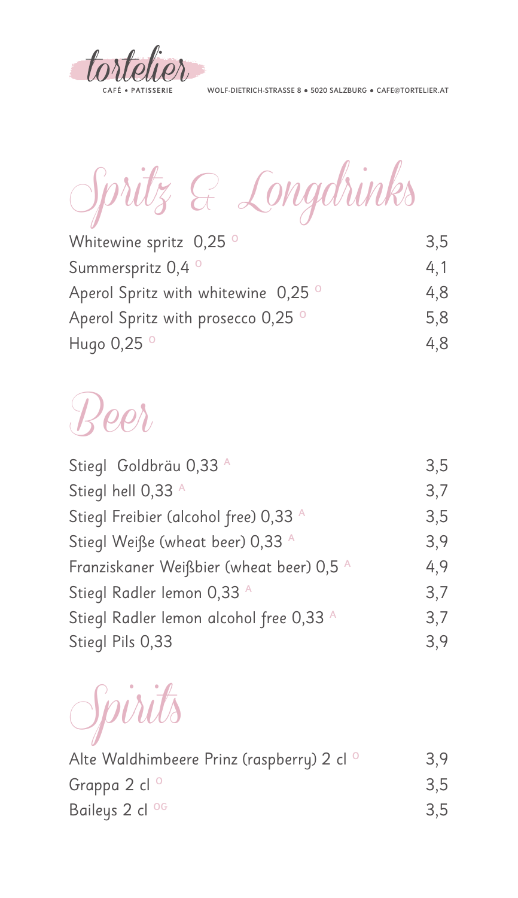tortelier

CAFÉ • PATISSERIE

WOLF-DIETRICH-STRASSE 8 • 5020 SALZBURG • CAFE@TORTELIER.AT

# Spritz & Longdrinks

| | |
|---|---|
| Whitewine spritz 0,25 [O] | 3,5 |
| Summerspritz 0,4 [O] | 4,1 |
| Aperol Spritz with whitewine 0,25 [O] | 4,8 |
| Aperol Spritz with prosecco 0,25 [O] | 5,8 |
| Hugo 0,25 [O] | 4,8 |

# Beer

| | |
|---|---|
| Stiegl Goldbräu 0,33 [A] | 3,5 |
| Stiegl hell 0,33 [A] | 3,7 |
| Stiegl Freibier (alcohol free) 0,33 [A] | 3,5 |
| Stiegl Weiße (wheat beer) 0,33 [A] | 3,9 |
| Franziskaner Weißbier (wheat beer) 0,5 [A] | 4,9 |
| Stiegl Radler lemon 0,33 [A] | 3,7 |
| Stiegl Radler lemon alcohol free 0,33 [A] | 3,7 |
| Stiegl Pils 0,33 | 3,9 |

# Spirits

| | |
|---|---|
| Alte Waldhimbeere Prinz (raspberry) 2 cl [O] | 3,9 |
| Grappa 2 cl [O] | 3,5 |
| Baileys 2 cl [OG] | 3,5 |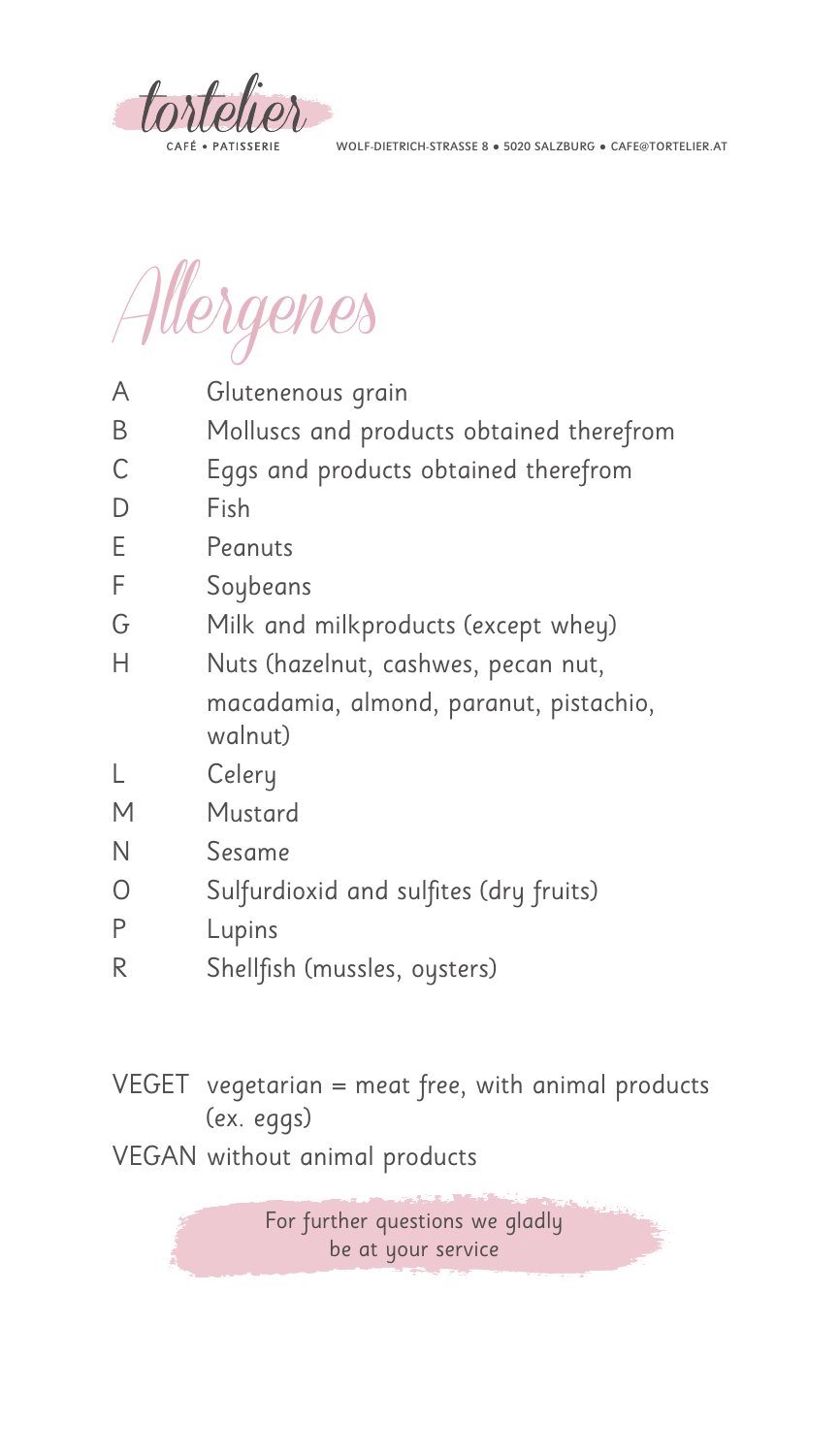tortelier

CAFÉ • PATISSERIE

WOLF-DIETRICH-STRASSE 8 • 5020 SALZBURG • CAFE@TORTELIER.AT

# Allergenes

| | |
|---|---|
| A | Glutenenous grain |
| B | Molluscs and products obtained therefrom |
| C | Eggs and products obtained therefrom |
| D | Fish |
| E | Peanuts |
| F | Soybeans |
| G | Milk and milkproducts (except whey) |
| H | Nuts (hazelnut, cashwes, pecan nut, macadamia, almond, paranut, pistachio, walnut) |
| L | Celery |
| M | Mustard |
| N | Sesame |
| O | Sulfurdioxid and sulfites (dry fruits) |
| P | Lupins |
| R | Shellfish (mussles, oysters) |

| | |
|---|---|
| VEGET | vegetarian = meat free, with animal products (ex. eggs) |
| VEGAN | without animal products |

For further questions we gladly be at your service